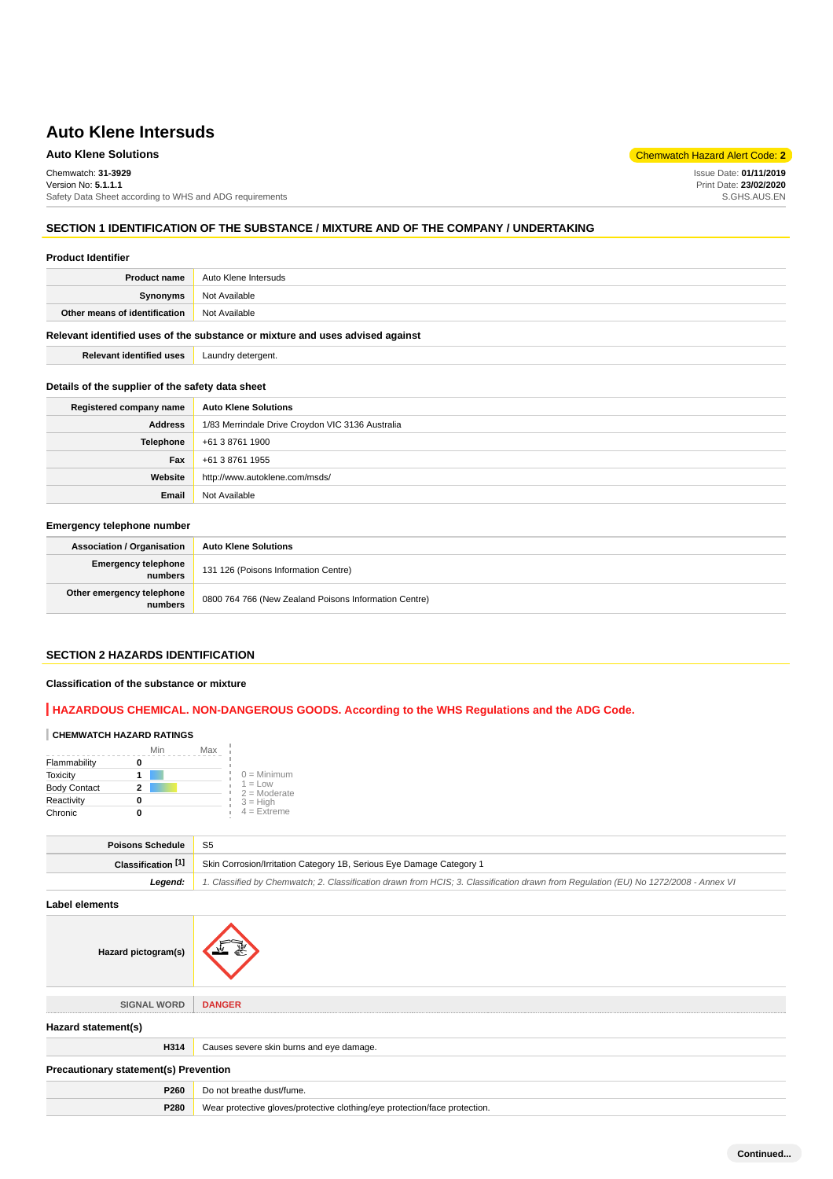# Auto Klene Intersuds

**Auto Klene Solutions**

Chemwatch Hazard Alert Code: **2**

Chemwatch: **31-3929**
Version No: **5.1.1.1**
Safety Data Sheet according to WHS and ADG requirements

Issue Date: **01/11/2019**
Print Date: **23/02/2020**
S.GHS.AUS.EN

## SECTION 1 IDENTIFICATION OF THE SUBSTANCE / MIXTURE AND OF THE COMPANY / UNDERTAKING

### Product Identifier

| | |
|---|---|
| **Product name** | Auto Klene Intersuds |
| **Synonyms** | Not Available |
| **Other means of identification** | Not Available |

### Relevant identified uses of the substance or mixture and uses advised against

| | |
|---|---|
| **Relevant identified uses** | Laundry detergent. |

### Details of the supplier of the safety data sheet

| | |
|---|---|
| **Registered company name** | **Auto Klene Solutions** |
| **Address** | 1/83 Merrindale Drive Croydon VIC 3136 Australia |
| **Telephone** | +61 3 8761 1900 |
| **Fax** | +61 3 8761 1955 |
| **Website** | http://www.autoklene.com/msds/ |
| **Email** | Not Available |

### Emergency telephone number

| | |
|---|---|
| **Association / Organisation** | **Auto Klene Solutions** |
| **Emergency telephone numbers** | 131 126 (Poisons Information Centre) |
| **Other emergency telephone numbers** | 0800 764 766 (New Zealand Poisons Information Centre) |

## SECTION 2 HAZARDS IDENTIFICATION

### Classification of the substance or mixture

**HAZARDOUS CHEMICAL. NON-DANGEROUS GOODS. According to the WHS Regulations and the ADG Code.**

**CHEMWATCH HAZARD RATINGS**

| | Rating |
|---|---|
| Flammability | 0 |
| Toxicity | 1 |
| Body Contact | 2 |
| Reactivity | 0 |
| Chronic | 0 |

0 = Minimum
1 = Low
2 = Moderate
3 = High
4 = Extreme

| | |
|---|---|
| **Poisons Schedule** | S5 |
| **Classification [1]** | Skin Corrosion/Irritation Category 1B, Serious Eye Damage Category 1 |
| ***Legend:*** | *1. Classified by Chemwatch; 2. Classification drawn from HCIS; 3. Classification drawn from Regulation (EU) No 1272/2008 - Annex VI* |

### Label elements

| | |
|---|---|
| **Hazard pictogram(s)** | |
| **SIGNAL WORD** | **DANGER** |

### Hazard statement(s)

| | |
|---|---|
| **H314** | Causes severe skin burns and eye damage. |

### Precautionary statement(s) Prevention

| | |
|---|---|
| **P260** | Do not breathe dust/fume. |
| **P280** | Wear protective gloves/protective clothing/eye protection/face protection. |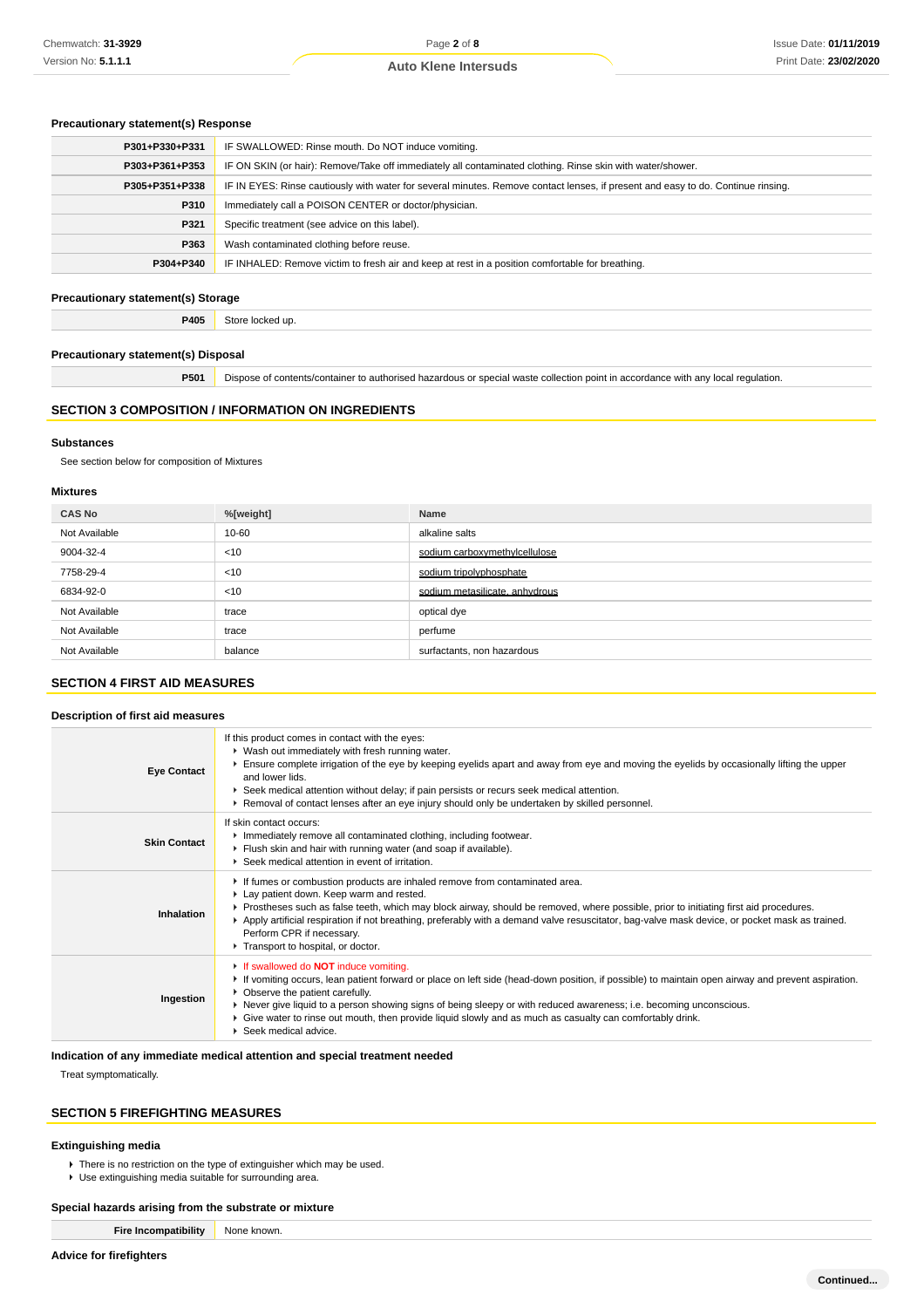### Precautionary statement(s) Response

| | |
|---|---|
| P301+P330+P331 | IF SWALLOWED: Rinse mouth. Do NOT induce vomiting. |
| P303+P361+P353 | IF ON SKIN (or hair): Remove/Take off immediately all contaminated clothing. Rinse skin with water/shower. |
| P305+P351+P338 | IF IN EYES: Rinse cautiously with water for several minutes. Remove contact lenses, if present and easy to do. Continue rinsing. |
| P310 | Immediately call a POISON CENTER or doctor/physician. |
| P321 | Specific treatment (see advice on this label). |
| P363 | Wash contaminated clothing before reuse. |
| P304+P340 | IF INHALED: Remove victim to fresh air and keep at rest in a position comfortable for breathing. |

### Precautionary statement(s) Storage

| | |
|---|---|
| P405 | Store locked up. |

### Precautionary statement(s) Disposal

| | |
|---|---|
| P501 | Dispose of contents/container to authorised hazardous or special waste collection point in accordance with any local regulation. |

## SECTION 3 COMPOSITION / INFORMATION ON INGREDIENTS

### Substances

See section below for composition of Mixtures

### Mixtures

| CAS No | %[weight] | Name |
|---|---|---|
| Not Available | 10-60 | alkaline salts |
| 9004-32-4 | <10 | sodium carboxymethylcellulose |
| 7758-29-4 | <10 | sodium tripolyphosphate |
| 6834-92-0 | <10 | sodium metasilicate, anhydrous |
| Not Available | trace | optical dye |
| Not Available | trace | perfume |
| Not Available | balance | surfactants, non hazardous |

## SECTION 4 FIRST AID MEASURES

### Description of first aid measures

| | |
|---|---|
| Eye Contact | If this product comes in contact with the eyes:<br>▸ Wash out immediately with fresh running water.<br>▸ Ensure complete irrigation of the eye by keeping eyelids apart and away from eye and moving the eyelids by occasionally lifting the upper and lower lids.<br>▸ Seek medical attention without delay; if pain persists or recurs seek medical attention.<br>▸ Removal of contact lenses after an eye injury should only be undertaken by skilled personnel. |
| Skin Contact | If skin contact occurs:<br>▸ Immediately remove all contaminated clothing, including footwear.<br>▸ Flush skin and hair with running water (and soap if available).<br>▸ Seek medical attention in event of irritation. |
| Inhalation | ▸ If fumes or combustion products are inhaled remove from contaminated area.<br>▸ Lay patient down. Keep warm and rested.<br>▸ Prostheses such as false teeth, which may block airway, should be removed, where possible, prior to initiating first aid procedures.<br>▸ Apply artificial respiration if not breathing, preferably with a demand valve resuscitator, bag-valve mask device, or pocket mask as trained. Perform CPR if necessary.<br>▸ Transport to hospital, or doctor. |
| Ingestion | ▸ If swallowed do **NOT** induce vomiting.<br>▸ If vomiting occurs, lean patient forward or place on left side (head-down position, if possible) to maintain open airway and prevent aspiration.<br>▸ Observe the patient carefully.<br>▸ Never give liquid to a person showing signs of being sleepy or with reduced awareness; i.e. becoming unconscious.<br>▸ Give water to rinse out mouth, then provide liquid slowly and as much as casualty can comfortably drink.<br>▸ Seek medical advice. |

### Indication of any immediate medical attention and special treatment needed

Treat symptomatically.

## SECTION 5 FIREFIGHTING MEASURES

### Extinguishing media

- There is no restriction on the type of extinguisher which may be used.
- Use extinguishing media suitable for surrounding area.

### Special hazards arising from the substrate or mixture

| | |
|---|---|
| Fire Incompatibility | None known. |

### Advice for firefighters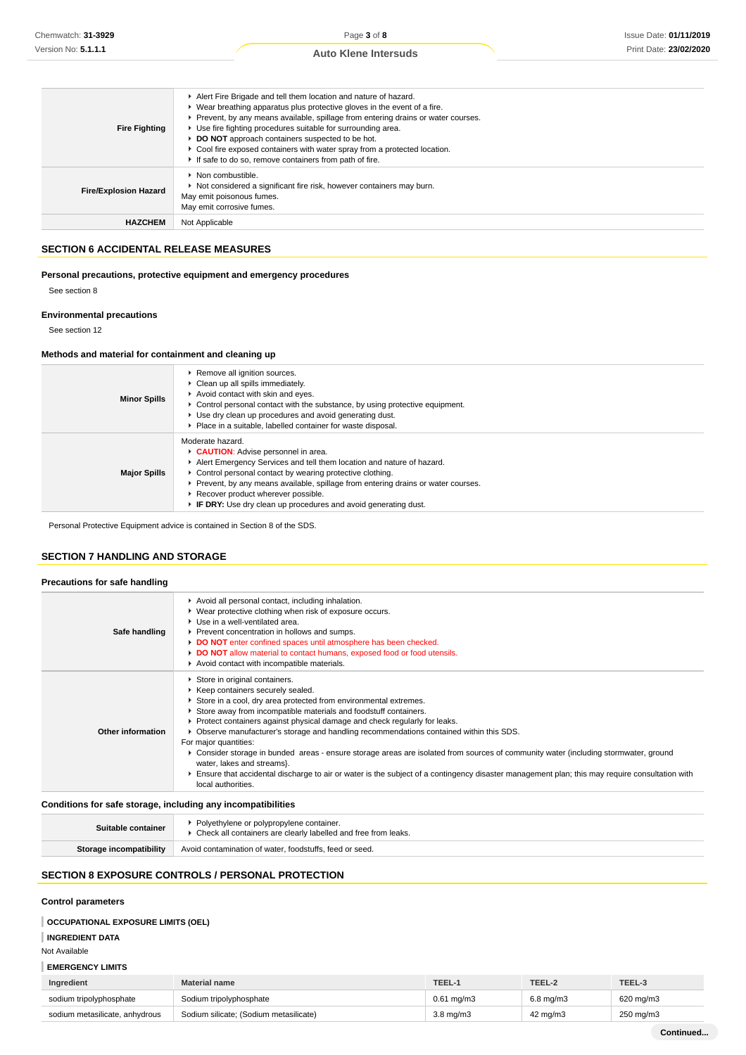| | |
|---|---|
| **Fire Fighting** | ▸ Alert Fire Brigade and tell them location and nature of hazard.<br>▸ Wear breathing apparatus plus protective gloves in the event of a fire.<br>▸ Prevent, by any means available, spillage from entering drains or water courses.<br>▸ Use fire fighting procedures suitable for surrounding area.<br>▸ **DO NOT** approach containers suspected to be hot.<br>▸ Cool fire exposed containers with water spray from a protected location.<br>▸ If safe to do so, remove containers from path of fire. |
| **Fire/Explosion Hazard** | ▸ Non combustible.<br>▸ Not considered a significant fire risk, however containers may burn.<br>May emit poisonous fumes.<br>May emit corrosive fumes. |
| **HAZCHEM** | Not Applicable |

## SECTION 6 ACCIDENTAL RELEASE MEASURES

### Personal precautions, protective equipment and emergency procedures

See section 8

### Environmental precautions

See section 12

### Methods and material for containment and cleaning up

| | |
|---|---|
| **Minor Spills** | ▸ Remove all ignition sources.<br>▸ Clean up all spills immediately.<br>▸ Avoid contact with skin and eyes.<br>▸ Control personal contact with the substance, by using protective equipment.<br>▸ Use dry clean up procedures and avoid generating dust.<br>▸ Place in a suitable, labelled container for waste disposal. |
| **Major Spills** | Moderate hazard.<br>▸ **CAUTION**: Advise personnel in area.<br>▸ Alert Emergency Services and tell them location and nature of hazard.<br>▸ Control personal contact by wearing protective clothing.<br>▸ Prevent, by any means available, spillage from entering drains or water courses.<br>▸ Recover product wherever possible.<br>▸ **IF DRY:** Use dry clean up procedures and avoid generating dust. |

Personal Protective Equipment advice is contained in Section 8 of the SDS.

## SECTION 7 HANDLING AND STORAGE

### Precautions for safe handling

| | |
|---|---|
| **Safe handling** | ▸ Avoid all personal contact, including inhalation.<br>▸ Wear protective clothing when risk of exposure occurs.<br>▸ Use in a well-ventilated area.<br>▸ Prevent concentration in hollows and sumps.<br>▸ **DO NOT** enter confined spaces until atmosphere has been checked.<br>▸ **DO NOT** allow material to contact humans, exposed food or food utensils.<br>▸ Avoid contact with incompatible materials. |
| **Other information** | ▸ Store in original containers.<br>▸ Keep containers securely sealed.<br>▸ Store in a cool, dry area protected from environmental extremes.<br>▸ Store away from incompatible materials and foodstuff containers.<br>▸ Protect containers against physical damage and check regularly for leaks.<br>▸ Observe manufacturer's storage and handling recommendations contained within this SDS.<br>For major quantities:<br>▸ Consider storage in bunded areas - ensure storage areas are isolated from sources of community water (including stormwater, ground water, lakes and streams}.<br>▸ Ensure that accidental discharge to air or water is the subject of a contingency disaster management plan; this may require consultation with local authorities. |

### Conditions for safe storage, including any incompatibilities

| | |
|---|---|
| **Suitable container** | ▸ Polyethylene or polypropylene container.<br>▸ Check all containers are clearly labelled and free from leaks. |
| **Storage incompatibility** | Avoid contamination of water, foodstuffs, feed or seed. |

## SECTION 8 EXPOSURE CONTROLS / PERSONAL PROTECTION

### Control parameters

**OCCUPATIONAL EXPOSURE LIMITS (OEL)**

**INGREDIENT DATA**

Not Available

**EMERGENCY LIMITS**

| Ingredient | Material name | TEEL-1 | TEEL-2 | TEEL-3 |
|---|---|---|---|---|
| sodium tripolyphosphate | Sodium tripolyphosphate | 0.61 mg/m3 | 6.8 mg/m3 | 620 mg/m3 |
| sodium metasilicate, anhydrous | Sodium silicate; (Sodium metasilicate) | 3.8 mg/m3 | 42 mg/m3 | 250 mg/m3 |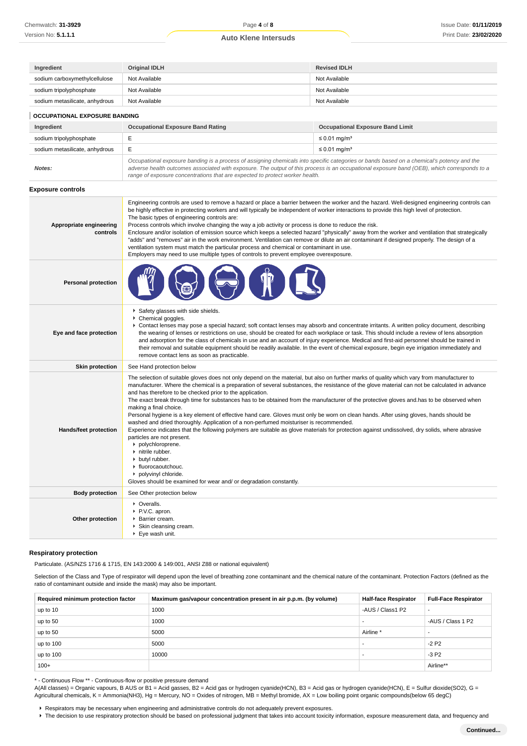| Ingredient | Original IDLH | Revised IDLH |
| --- | --- | --- |
| sodium carboxymethylcellulose | Not Available | Not Available |
| sodium tripolyphosphate | Not Available | Not Available |
| sodium metasilicate, anhydrous | Not Available | Not Available |

### OCCUPATIONAL EXPOSURE BANDING

| Ingredient | Occupational Exposure Band Rating | Occupational Exposure Band Limit |
| --- | --- | --- |
| sodium tripolyphosphate | E | ≤ 0.01 mg/m³ |
| sodium metasilicate, anhydrous | E | ≤ 0.01 mg/m³ |
| **Notes:** | *Occupational exposure banding is a process of assigning chemicals into specific categories or bands based on a chemical's potency and the adverse health outcomes associated with exposure. The output of this process is an occupational exposure band (OEB), which corresponds to a range of exposure concentrations that are expected to protect worker health.* | |

### Exposure controls

| | |
| --- | --- |
| **Appropriate engineering controls** | Engineering controls are used to remove a hazard or place a barrier between the worker and the hazard. Well-designed engineering controls can be highly effective in protecting workers and will typically be independent of worker interactions to provide this high level of protection.<br>The basic types of engineering controls are:<br>Process controls which involve changing the way a job activity or process is done to reduce the risk.<br>Enclosure and/or isolation of emission source which keeps a selected hazard "physically" away from the worker and ventilation that strategically "adds" and "removes" air in the work environment. Ventilation can remove or dilute an air contaminant if designed properly. The design of a ventilation system must match the particular process and chemical or contaminant in use.<br>Employers may need to use multiple types of controls to prevent employee overexposure. |
| **Personal protection** | |
| **Eye and face protection** | ▸ Safety glasses with side shields.<br>▸ Chemical goggles.<br>▸ Contact lenses may pose a special hazard; soft contact lenses may absorb and concentrate irritants. A written policy document, describing the wearing of lenses or restrictions on use, should be created for each workplace or task. This should include a review of lens absorption and adsorption for the class of chemicals in use and an account of injury experience. Medical and first-aid personnel should be trained in their removal and suitable equipment should be readily available. In the event of chemical exposure, begin eye irrigation immediately and remove contact lens as soon as practicable. |
| **Skin protection** | See Hand protection below |
| **Hands/feet protection** | The selection of suitable gloves does not only depend on the material, but also on further marks of quality which vary from manufacturer to manufacturer. Where the chemical is a preparation of several substances, the resistance of the glove material can not be calculated in advance and has therefore to be checked prior to the application.<br>The exact break through time for substances has to be obtained from the manufacturer of the protective gloves and.has to be observed when making a final choice.<br>Personal hygiene is a key element of effective hand care. Gloves must only be worn on clean hands. After using gloves, hands should be washed and dried thoroughly. Application of a non-perfumed moisturiser is recommended.<br>Experience indicates that the following polymers are suitable as glove materials for protection against undissolved, dry solids, where abrasive particles are not present.<br>▸ polychloroprene.<br>▸ nitrile rubber.<br>▸ butyl rubber.<br>▸ fluorocaoutchouc.<br>▸ polyvinyl chloride.<br>Gloves should be examined for wear and/ or degradation constantly. |
| **Body protection** | See Other protection below |
| **Other protection** | ▸ Overalls.<br>▸ P.V.C. apron.<br>▸ Barrier cream.<br>▸ Skin cleansing cream.<br>▸ Eye wash unit. |

### Respiratory protection

Particulate. (AS/NZS 1716 & 1715, EN 143:2000 & 149:001, ANSI Z88 or national equivalent)

Selection of the Class and Type of respirator will depend upon the level of breathing zone contaminant and the chemical nature of the contaminant. Protection Factors (defined as the ratio of contaminant outside and inside the mask) may also be important.

| Required minimum protection factor | Maximum gas/vapour concentration present in air p.p.m. (by volume) | Half-face Respirator | Full-Face Respirator |
| --- | --- | --- | --- |
| up to 10 | 1000 | -AUS / Class1 P2 | - |
| up to 50 | 1000 | - | -AUS / Class 1 P2 |
| up to 50 | 5000 | Airline * | - |
| up to 100 | 5000 | - | -2 P2 |
| up to 100 | 10000 | - | -3 P2 |
| 100+ | | | Airline** |

\* - Continuous Flow ** - Continuous-flow or positive pressure demand
A(All classes) = Organic vapours, B AUS or B1 = Acid gasses, B2 = Acid gas or hydrogen cyanide(HCN), B3 = Acid gas or hydrogen cyanide(HCN), E = Sulfur dioxide($SO_2$), G = Agricultural chemicals, K = Ammonia($NH_3$), Hg = Mercury, NO = Oxides of nitrogen, MB = Methyl bromide, AX = Low boiling point organic compounds(below 65 degC)

- Respirators may be necessary when engineering and administrative controls do not adequately prevent exposures.
- The decision to use respiratory protection should be based on professional judgment that takes into account toxicity information, exposure measurement data, and frequency and

**Continued...**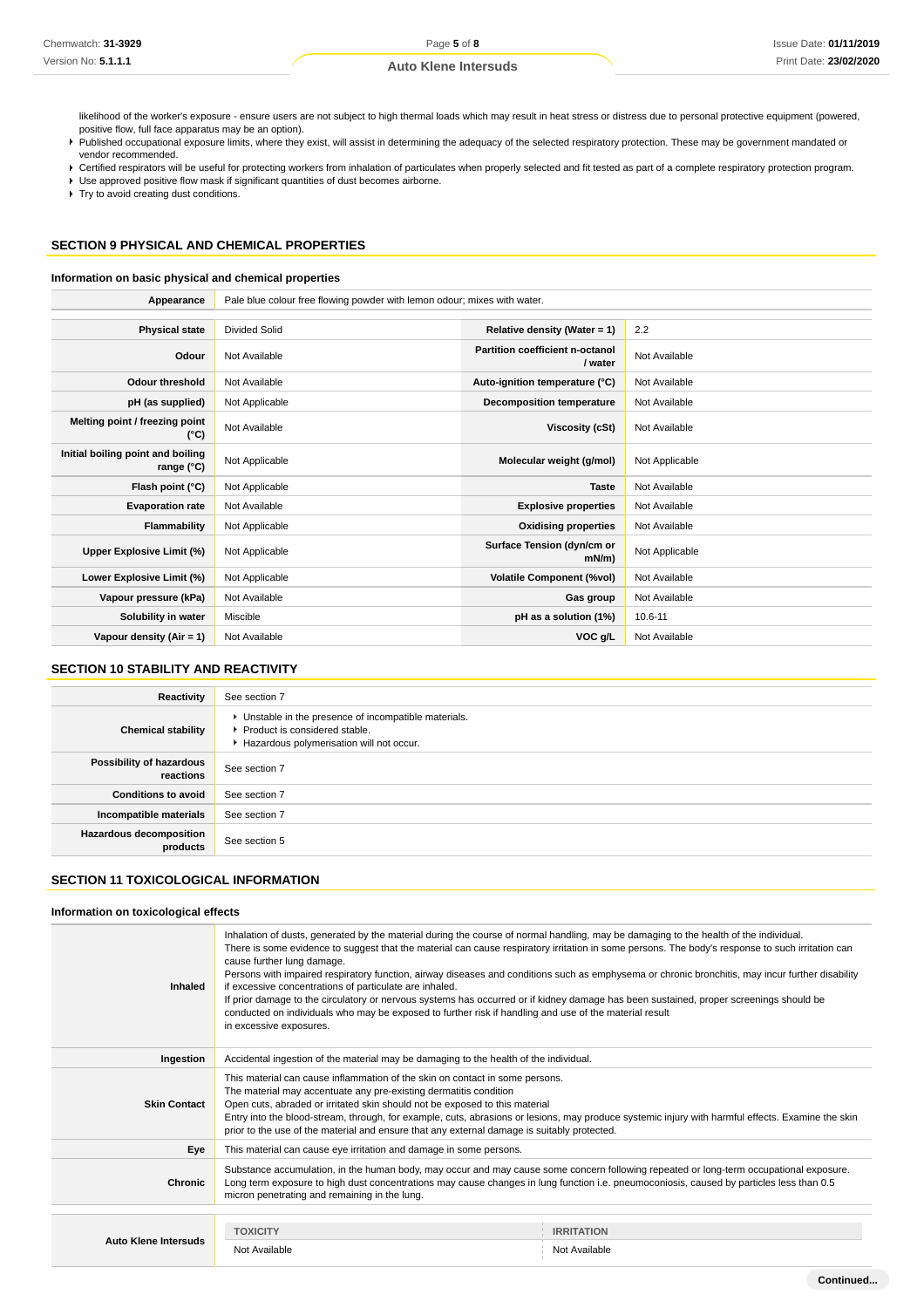likelihood of the worker's exposure - ensure users are not subject to high thermal loads which may result in heat stress or distress due to personal protective equipment (powered, positive flow, full face apparatus may be an option).

- Published occupational exposure limits, where they exist, will assist in determining the adequacy of the selected respiratory protection. These may be government mandated or vendor recommended.
- Certified respirators will be useful for protecting workers from inhalation of particulates when properly selected and fit tested as part of a complete respiratory protection program.
- Use approved positive flow mask if significant quantities of dust becomes airborne.
- Try to avoid creating dust conditions.

## SECTION 9 PHYSICAL AND CHEMICAL PROPERTIES

### Information on basic physical and chemical properties

| | |
|---|---|
| **Appearance** | Pale blue colour free flowing powder with lemon odour; mixes with water. |

| | | | |
|---|---|---|---|
| **Physical state** | Divided Solid | **Relative density (Water = 1)** | 2.2 |
| **Odour** | Not Available | **Partition coefficient n-octanol / water** | Not Available |
| **Odour threshold** | Not Available | **Auto-ignition temperature (°C)** | Not Available |
| **pH (as supplied)** | Not Applicable | **Decomposition temperature** | Not Available |
| **Melting point / freezing point (°C)** | Not Available | **Viscosity (cSt)** | Not Available |
| **Initial boiling point and boiling range (°C)** | Not Applicable | **Molecular weight (g/mol)** | Not Applicable |
| **Flash point (°C)** | Not Applicable | **Taste** | Not Available |
| **Evaporation rate** | Not Available | **Explosive properties** | Not Available |
| **Flammability** | Not Applicable | **Oxidising properties** | Not Available |
| **Upper Explosive Limit (%)** | Not Applicable | **Surface Tension (dyn/cm or mN/m)** | Not Applicable |
| **Lower Explosive Limit (%)** | Not Applicable | **Volatile Component (%vol)** | Not Available |
| **Vapour pressure (kPa)** | Not Available | **Gas group** | Not Available |
| **Solubility in water** | Miscible | **pH as a solution (1%)** | 10.6-11 |
| **Vapour density (Air = 1)** | Not Available | **VOC g/L** | Not Available |

## SECTION 10 STABILITY AND REACTIVITY

| | |
|---|---|
| **Reactivity** | See section 7 |
| **Chemical stability** | ▸ Unstable in the presence of incompatible materials.<br>▸ Product is considered stable.<br>▸ Hazardous polymerisation will not occur. |
| **Possibility of hazardous reactions** | See section 7 |
| **Conditions to avoid** | See section 7 |
| **Incompatible materials** | See section 7 |
| **Hazardous decomposition products** | See section 5 |

## SECTION 11 TOXICOLOGICAL INFORMATION

### Information on toxicological effects

| | |
|---|---|
| **Inhaled** | Inhalation of dusts, generated by the material during the course of normal handling, may be damaging to the health of the individual.<br>There is some evidence to suggest that the material can cause respiratory irritation in some persons. The body's response to such irritation can cause further lung damage.<br>Persons with impaired respiratory function, airway diseases and conditions such as emphysema or chronic bronchitis, may incur further disability if excessive concentrations of particulate are inhaled.<br>If prior damage to the circulatory or nervous systems has occurred or if kidney damage has been sustained, proper screenings should be conducted on individuals who may be exposed to further risk if handling and use of the material result in excessive exposures. |
| **Ingestion** | Accidental ingestion of the material may be damaging to the health of the individual. |
| **Skin Contact** | This material can cause inflammation of the skin on contact in some persons.<br>The material may accentuate any pre-existing dermatitis condition<br>Open cuts, abraded or irritated skin should not be exposed to this material<br>Entry into the blood-stream, through, for example, cuts, abrasions or lesions, may produce systemic injury with harmful effects. Examine the skin prior to the use of the material and ensure that any external damage is suitably protected. |
| **Eye** | This material can cause eye irritation and damage in some persons. |
| **Chronic** | Substance accumulation, in the human body, may occur and may cause some concern following repeated or long-term occupational exposure.<br>Long term exposure to high dust concentrations may cause changes in lung function i.e. pneumoconiosis, caused by particles less than 0.5 micron penetrating and remaining in the lung. |

| | TOXICITY | IRRITATION |
|---|---|---|
| **Auto Klene Intersuds** | Not Available | Not Available |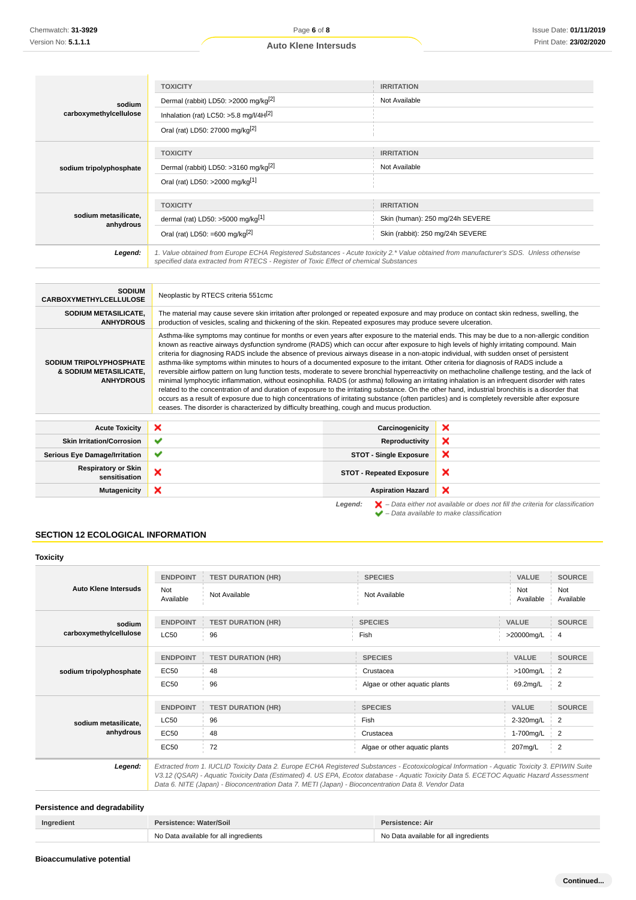| | TOXICITY | IRRITATION |
|---|---|---|
| **sodium carboxymethylcellulose** | Dermal (rabbit) LD50: >2000 mg/kg[2] | Not Available |
| | Inhalation (rat) LC50: >5.8 mg/l/4H[2] | |
| | Oral (rat) LD50: 27000 mg/kg[2] | |

| | TOXICITY | IRRITATION |
|---|---|---|
| **sodium tripolyphosphate** | Dermal (rabbit) LD50: >3160 mg/kg[2] | Not Available |
| | Oral (rat) LD50: >2000 mg/kg[1] | |

| | TOXICITY | IRRITATION |
|---|---|---|
| **sodium metasilicate, anhydrous** | dermal (rat) LD50: >5000 mg/kg[1] | Skin (human): 250 mg/24h SEVERE |
| | Oral (rat) LD50: =600 mg/kg[2] | Skin (rabbit): 250 mg/24h SEVERE |

***Legend:*** *1. Value obtained from Europe ECHA Registered Substances - Acute toxicity 2.* Value obtained from manufacturer's SDS. Unless otherwise specified data extracted from RTECS - Register of Toxic Effect of chemical Substances*

| | |
|---|---|
| **SODIUM CARBOXYMETHYLCELLULOSE** | Neoplastic by RTECS criteria 551cmc |
| **SODIUM METASILICATE, ANHYDROUS** | The material may cause severe skin irritation after prolonged or repeated exposure and may produce on contact skin redness, swelling, the production of vesicles, scaling and thickening of the skin. Repeated exposures may produce severe ulceration. |
| **SODIUM TRIPOLYPHOSPHATE & SODIUM METASILICATE, ANHYDROUS** | Asthma-like symptoms may continue for months or even years after exposure to the material ends. This may be due to a non-allergic condition known as reactive airways dysfunction syndrome (RADS) which can occur after exposure to high levels of highly irritating compound. Main criteria for diagnosing RADS include the absence of previous airways disease in a non-atopic individual, with sudden onset of persistent asthma-like symptoms within minutes to hours of a documented exposure to the irritant. Other criteria for diagnosis of RADS include a reversible airflow pattern on lung function tests, moderate to severe bronchial hyperreactivity on methacholine challenge testing, and the lack of minimal lymphocytic inflammation, without eosinophilia. RADS (or asthma) following an irritating inhalation is an infrequent disorder with rates related to the concentration of and duration of exposure to the irritating substance. On the other hand, industrial bronchitis is a disorder that occurs as a result of exposure due to high concentrations of irritating substance (often particles) and is completely reversible after exposure ceases. The disorder is characterized by difficulty breathing, cough and mucus production. |

| | | | |
|---|---|---|---|
| **Acute Toxicity** | ✘ | **Carcinogenicity** | ✘ |
| **Skin Irritation/Corrosion** | ✔ | **Reproductivity** | ✘ |
| **Serious Eye Damage/Irritation** | ✔ | **STOT - Single Exposure** | ✘ |
| **Respiratory or Skin sensitisation** | ✘ | **STOT - Repeated Exposure** | ✘ |
| **Mutagenicity** | ✘ | **Aspiration Hazard** | ✘ |

***Legend:*** ✘ *– Data either not available or does not fill the criteria for classification*
✔ *– Data available to make classification*

## SECTION 12 ECOLOGICAL INFORMATION

### Toxicity

| | ENDPOINT | TEST DURATION (HR) | SPECIES | VALUE | SOURCE |
|---|---|---|---|---|---|
| **Auto Klene Intersuds** | Not Available | Not Available | Not Available | Not Available | Not Available |

| | ENDPOINT | TEST DURATION (HR) | SPECIES | VALUE | SOURCE |
|---|---|---|---|---|---|
| **sodium carboxymethylcellulose** | LC50 | 96 | Fish | >20000mg/L | 4 |

| | ENDPOINT | TEST DURATION (HR) | SPECIES | VALUE | SOURCE |
|---|---|---|---|---|---|
| **sodium tripolyphosphate** | EC50 | 48 | Crustacea | >100mg/L | 2 |
| | EC50 | 96 | Algae or other aquatic plants | 69.2mg/L | 2 |

| | ENDPOINT | TEST DURATION (HR) | SPECIES | VALUE | SOURCE |
|---|---|---|---|---|---|
| **sodium metasilicate, anhydrous** | LC50 | 96 | Fish | 2-320mg/L | 2 |
| | EC50 | 48 | Crustacea | 1-700mg/L | 2 |
| | EC50 | 72 | Algae or other aquatic plants | 207mg/L | 2 |

***Legend:*** *Extracted from 1. IUCLID Toxicity Data 2. Europe ECHA Registered Substances - Ecotoxicological Information - Aquatic Toxicity 3. EPIWIN Suite V3.12 (QSAR) - Aquatic Toxicity Data (Estimated) 4. US EPA, Ecotox database - Aquatic Toxicity Data 5. ECETOC Aquatic Hazard Assessment Data 6. NITE (Japan) - Bioconcentration Data 7. METI (Japan) - Bioconcentration Data 8. Vendor Data*

### Persistence and degradability

| Ingredient | Persistence: Water/Soil | Persistence: Air |
|---|---|---|
| | No Data available for all ingredients | No Data available for all ingredients |

### Bioaccumulative potential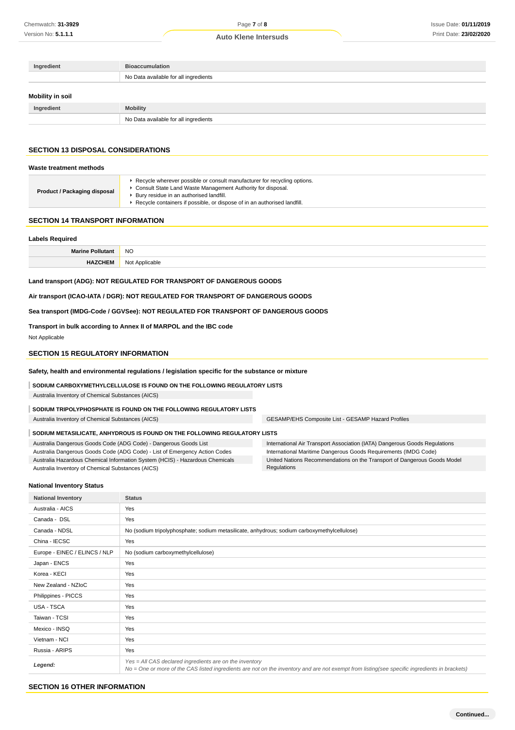| Ingredient | Bioaccumulation |
| --- | --- |
| | No Data available for all ingredients |

### Mobility in soil

| Ingredient | Mobility |
| --- | --- |
| | No Data available for all ingredients |

## SECTION 13 DISPOSAL CONSIDERATIONS

### Waste treatment methods

| | |
| --- | --- |
| **Product / Packaging disposal** | ▸ Recycle wherever possible or consult manufacturer for recycling options.<br>▸ Consult State Land Waste Management Authority for disposal.<br>▸ Bury residue in an authorised landfill.<br>▸ Recycle containers if possible, or dispose of in an authorised landfill. |

## SECTION 14 TRANSPORT INFORMATION

### Labels Required

| | |
| --- | --- |
| **Marine Pollutant** | NO |
| **HAZCHEM** | Not Applicable |

**Land transport (ADG): NOT REGULATED FOR TRANSPORT OF DANGEROUS GOODS**

**Air transport (ICAO-IATA / DGR): NOT REGULATED FOR TRANSPORT OF DANGEROUS GOODS**

**Sea transport (IMDG-Code / GGVSee): NOT REGULATED FOR TRANSPORT OF DANGEROUS GOODS**

**Transport in bulk according to Annex II of MARPOL and the IBC code**

Not Applicable

## SECTION 15 REGULATORY INFORMATION

### Safety, health and environmental regulations / legislation specific for the substance or mixture

**SODIUM CARBOXYMETHYLCELLULOSE IS FOUND ON THE FOLLOWING REGULATORY LISTS**

Australia Inventory of Chemical Substances (AICS)

**SODIUM TRIPOLYPHOSPHATE IS FOUND ON THE FOLLOWING REGULATORY LISTS**

Australia Inventory of Chemical Substances (AICS)

GESAMP/EHS Composite List - GESAMP Hazard Profiles

**SODIUM METASILICATE, ANHYDROUS IS FOUND ON THE FOLLOWING REGULATORY LISTS**

Australia Dangerous Goods Code (ADG Code) - Dangerous Goods List

Australia Dangerous Goods Code (ADG Code) - List of Emergency Action Codes

Australia Hazardous Chemical Information System (HCIS) - Hazardous Chemicals

Australia Inventory of Chemical Substances (AICS)

International Air Transport Association (IATA) Dangerous Goods Regulations

International Maritime Dangerous Goods Requirements (IMDG Code)

United Nations Recommendations on the Transport of Dangerous Goods Model Regulations

### National Inventory Status

| National Inventory | Status |
| --- | --- |
| Australia - AICS | Yes |
| Canada - DSL | Yes |
| Canada - NDSL | No (sodium tripolyphosphate; sodium metasilicate, anhydrous; sodium carboxymethylcellulose) |
| China - IECSC | Yes |
| Europe - EINEC / ELINCS / NLP | No (sodium carboxymethylcellulose) |
| Japan - ENCS | Yes |
| Korea - KECI | Yes |
| New Zealand - NZIoC | Yes |
| Philippines - PICCS | Yes |
| USA - TSCA | Yes |
| Taiwan - TCSI | Yes |
| Mexico - INSQ | Yes |
| Vietnam - NCI | Yes |
| Russia - ARIPS | Yes |
| ***Legend:*** | *Yes = All CAS declared ingredients are on the inventory*<br>*No = One or more of the CAS listed ingredients are not on the inventory and are not exempt from listing(see specific ingredients in brackets)* |

## SECTION 16 OTHER INFORMATION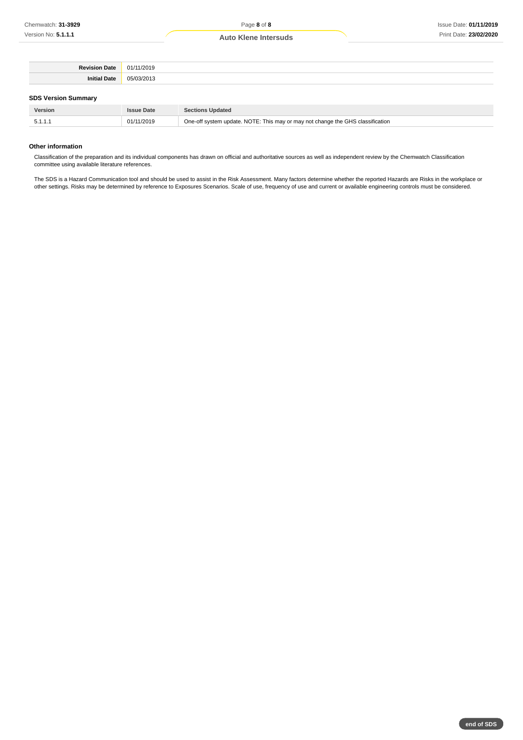| | |
|---|---|
| **Revision Date** | 01/11/2019 |
| **Initial Date** | 05/03/2013 |

### SDS Version Summary

| Version | Issue Date | Sections Updated |
|---|---|---|
| 5.1.1.1 | 01/11/2019 | One-off system update. NOTE: This may or may not change the GHS classification |

### Other information

Classification of the preparation and its individual components has drawn on official and authoritative sources as well as independent review by the Chemwatch Classification committee using available literature references.

The SDS is a Hazard Communication tool and should be used to assist in the Risk Assessment. Many factors determine whether the reported Hazards are Risks in the workplace or other settings. Risks may be determined by reference to Exposures Scenarios. Scale of use, frequency of use and current or available engineering controls must be considered.

**end of SDS**